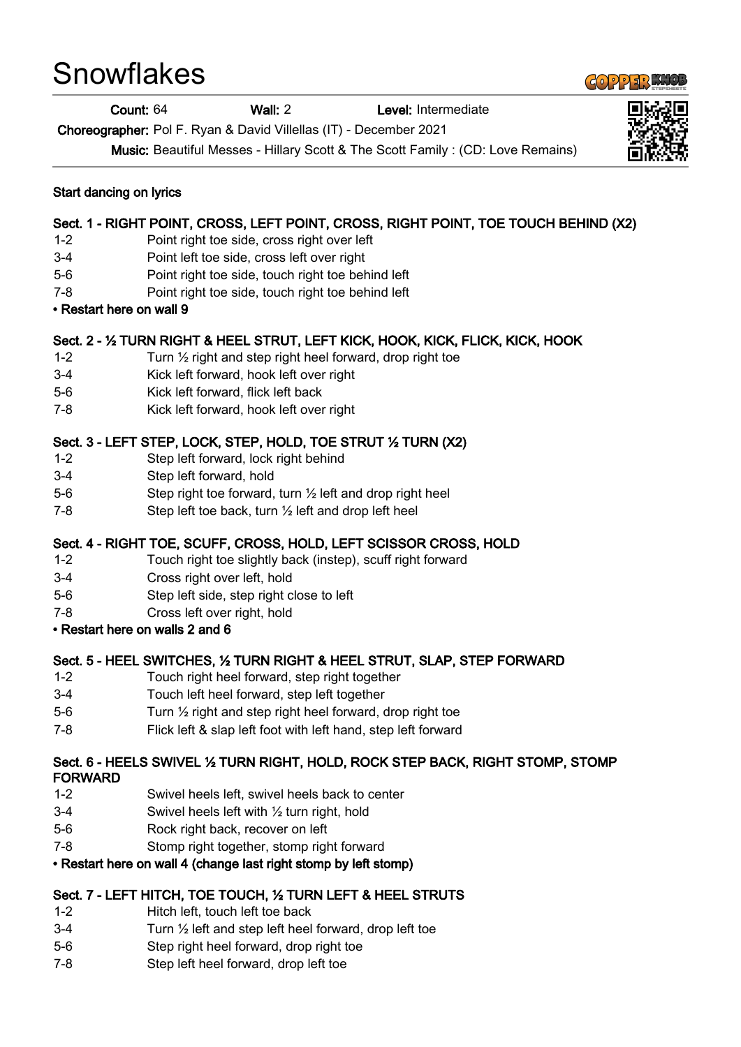# Snowflakes

**Count:** 64 **Wall:** 2 **Level:** Intermediate

**Choreographer:** Pol F. Ryan & David Villellas (IT) - December 2021

**Music:** Beautiful Messes - Hillary Scott & The Scott Family : (CD: Love Remains)

**Start dancing on lyrics**

**Sect. 1 - RIGHT POINT, CROSS, LEFT POINT, CROSS, RIGHT POINT, TOE TOUCH BEHIND (X2)**

| | |
|---|---|
| 1-2 | Point right toe side, cross right over left |
| 3-4 | Point left toe side, cross left over right |
| 5-6 | Point right toe side, touch right toe behind left |
| 7-8 | Point right toe side, touch right toe behind left |

**• Restart here on wall 9**

**Sect. 2 - ½ TURN RIGHT & HEEL STRUT, LEFT KICK, HOOK, KICK, FLICK, KICK, HOOK**

| | |
|---|---|
| 1-2 | Turn ½ right and step right heel forward, drop right toe |
| 3-4 | Kick left forward, hook left over right |
| 5-6 | Kick left forward, flick left back |
| 7-8 | Kick left forward, hook left over right |

**Sect. 3 - LEFT STEP, LOCK, STEP, HOLD, TOE STRUT ½ TURN (X2)**

| | |
|---|---|
| 1-2 | Step left forward, lock right behind |
| 3-4 | Step left forward, hold |
| 5-6 | Step right toe forward, turn ½ left and drop right heel |
| 7-8 | Step left toe back, turn ½ left and drop left heel |

**Sect. 4 - RIGHT TOE, SCUFF, CROSS, HOLD, LEFT SCISSOR CROSS, HOLD**

| | |
|---|---|
| 1-2 | Touch right toe slightly back (instep), scuff right forward |
| 3-4 | Cross right over left, hold |
| 5-6 | Step left side, step right close to left |
| 7-8 | Cross left over right, hold |

**• Restart here on walls 2 and 6**

**Sect. 5 - HEEL SWITCHES, ½ TURN RIGHT & HEEL STRUT, SLAP, STEP FORWARD**

| | |
|---|---|
| 1-2 | Touch right heel forward, step right together |
| 3-4 | Touch left heel forward, step left together |
| 5-6 | Turn ½ right and step right heel forward, drop right toe |
| 7-8 | Flick left & slap left foot with left hand, step left forward |

**Sect. 6 - HEELS SWIVEL ½ TURN RIGHT, HOLD, ROCK STEP BACK, RIGHT STOMP, STOMP FORWARD**

| | |
|---|---|
| 1-2 | Swivel heels left, swivel heels back to center |
| 3-4 | Swivel heels left with ½ turn right, hold |
| 5-6 | Rock right back, recover on left |
| 7-8 | Stomp right together, stomp right forward |

**• Restart here on wall 4 (change last right stomp by left stomp)**

**Sect. 7 - LEFT HITCH, TOE TOUCH, ½ TURN LEFT & HEEL STRUTS**

| | |
|---|---|
| 1-2 | Hitch left, touch left toe back |
| 3-4 | Turn ½ left and step left heel forward, drop left toe |
| 5-6 | Step right heel forward, drop right toe |
| 7-8 | Step left heel forward, drop left toe |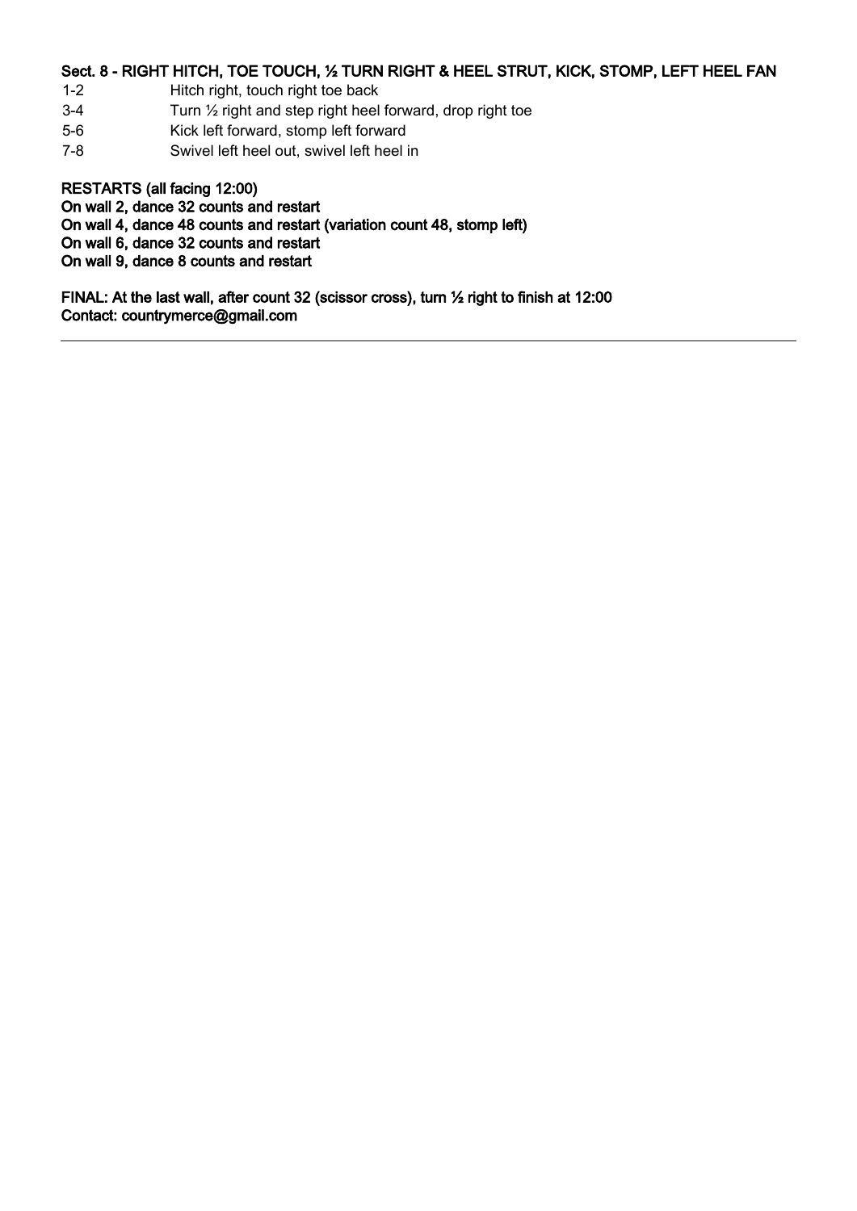**Sect. 8 - RIGHT HITCH, TOE TOUCH, ½ TURN RIGHT & HEEL STRUT, KICK, STOMP, LEFT HEEL FAN**

| | |
|---|---|
| 1-2 | Hitch right, touch right toe back |
| 3-4 | Turn ½ right and step right heel forward, drop right toe |
| 5-6 | Kick left forward, stomp left forward |
| 7-8 | Swivel left heel out, swivel left heel in |

**RESTARTS (all facing 12:00)**
**On wall 2, dance 32 counts and restart**
**On wall 4, dance 48 counts and restart (variation count 48, stomp left)**
**On wall 6, dance 32 counts and restart**
**On wall 9, dance 8 counts and restart**

**FINAL: At the last wall, after count 32 (scissor cross), turn ½ right to finish at 12:00**
**Contact: countrymerce@gmail.com**

---